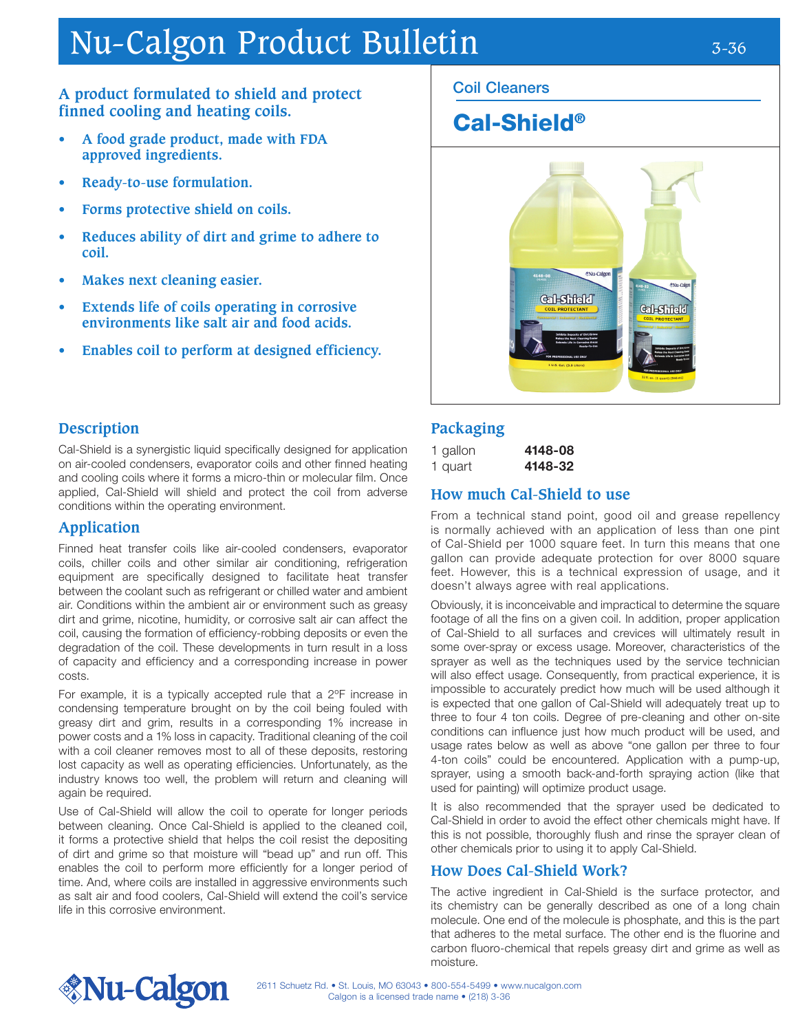# Nu-Calgon Product Bulletin

## Coil Cleaners

# Cal-Shield®

### A product formulated to shield and protect finned cooling and heating coils.

- **A food grade product, made with FDA approved ingredients.**
- **Ready-to-use formulation.**
- **Forms protective shield on coils.**
- **Reduces ability of dirt and grime to adhere to coil.**
- **Makes next cleaning easier.**
- **Extends life of coils operating in corrosive environments like salt air and food acids.**
- **Enables coil to perform at designed efficiency.**

## Description

Cal-Shield is a synergistic liquid specifically designed for application on air-cooled condensers, evaporator coils and other finned heating and cooling coils where it forms a micro-thin or molecular film. Once applied, Cal-Shield will shield and protect the coil from adverse conditions within the operating environment.

## Application

Finned heat transfer coils like air-cooled condensers, evaporator coils, chiller coils and other similar air conditioning, refrigeration equipment are specifically designed to facilitate heat transfer between the coolant such as refrigerant or chilled water and ambient air. Conditions within the ambient air or environment such as greasy dirt and grime, nicotine, humidity, or corrosive salt air can affect the coil, causing the formation of efficiency-robbing deposits or even the degradation of the coil. These developments in turn result in a loss of capacity and efficiency and a corresponding increase in power costs.

For example, it is a typically accepted rule that a 2°F increase in condensing temperature brought on by the coil being fouled with greasy dirt and grim, results in a corresponding 1% increase in power costs and a 1% loss in capacity. Traditional cleaning of the coil with a coil cleaner removes most to all of these deposits, restoring lost capacity as well as operating efficiencies. Unfortunately, as the industry knows too well, the problem will return and cleaning will again be required.

Use of Cal-Shield will allow the coil to operate for longer periods between cleaning. Once Cal-Shield is applied to the cleaned coil, it forms a protective shield that helps the coil resist the depositing of dirt and grime so that moisture will "bead up" and run off. This enables the coil to perform more efficiently for a longer period of time. And, where coils are installed in aggressive environments such as salt air and food coolers, Cal-Shield will extend the coil's service life in this corrosive environment.

## Packaging

| | |
|---|---|
| 1 gallon | **4148-08** |
| 1 quart | **4148-32** |

## How much Cal-Shield to use

From a technical stand point, good oil and grease repellency is normally achieved with an application of less than one pint of Cal-Shield per 1000 square feet. In turn this means that one gallon can provide adequate protection for over 8000 square feet. However, this is a technical expression of usage, and it doesn't always agree with real applications.

Obviously, it is inconceivable and impractical to determine the square footage of all the fins on a given coil. In addition, proper application of Cal-Shield to all surfaces and crevices will ultimately result in some over-spray or excess usage. Moreover, characteristics of the sprayer as well as the techniques used by the service technician will also effect usage. Consequently, from practical experience, it is impossible to accurately predict how much will be used although it is expected that one gallon of Cal-Shield will adequately treat up to three to four 4 ton coils. Degree of pre-cleaning and other on-site conditions can influence just how much product will be used, and usage rates below as well as above "one gallon per three to four 4-ton coils" could be encountered. Application with a pump-up, sprayer, using a smooth back-and-forth spraying action (like that used for painting) will optimize product usage.

It is also recommended that the sprayer used be dedicated to Cal-Shield in order to avoid the effect other chemicals might have. If this is not possible, thoroughly flush and rinse the sprayer clean of other chemicals prior to using it to apply Cal-Shield.

## How Does Cal-Shield Work?

The active ingredient in Cal-Shield is the surface protector, and its chemistry can be generally described as one of a long chain molecule. One end of the molecule is phosphate, and this is the part that adheres to the metal surface. The other end is the fluorine and carbon fluoro-chemical that repels greasy dirt and grime as well as moisture.

Nu-Calgon

2611 Schuetz Rd. • St. Louis, MO 63043 • 800-554-5499 • www.nucalgon.com
Calgon is a licensed trade name • (218) 3-36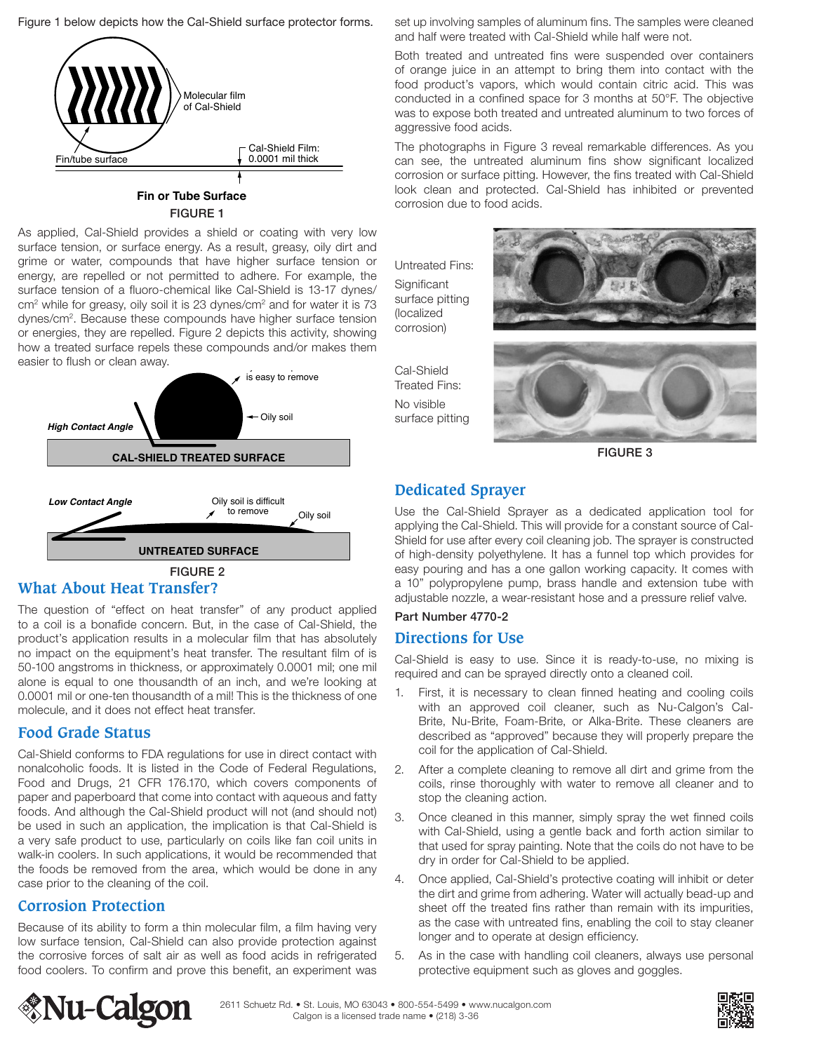Figure 1 below depicts how the Cal-Shield surface protector forms.

Molecular film of Cal-Shield

Fin/tube surface

Cal-Shield Film: 0.0001 mil thick

**Fin or Tube Surface**

FIGURE 1

As applied, Cal-Shield provides a shield or coating with very low surface tension, or surface energy. As a result, greasy, oily dirt and grime or water, compounds that have higher surface tension or energy, are repelled or not permitted to adhere. For example, the surface tension of a fluoro-chemical like Cal-Shield is 13-17 dynes/cm$^2$ while for greasy, oily soil it is 23 dynes/cm$^2$ and for water it is 73 dynes/cm$^2$. Because these compounds have higher surface tension or energies, they are repelled. Figure 2 depicts this activity, showing how a treated surface repels these compounds and/or makes them easier to flush or clean away.

is easy to remove

*High Contact Angle*

Oily soil

CAL-SHIELD TREATED SURFACE

*Low Contact Angle*

Oily soil is difficult to remove

Oily soil

UNTREATED SURFACE

FIGURE 2

## What About Heat Transfer?

The question of "effect on heat transfer" of any product applied to a coil is a bonafide concern. But, in the case of Cal-Shield, the product's application results in a molecular film that has absolutely no impact on the equipment's heat transfer. The resultant film of is 50-100 angstroms in thickness, or approximately 0.0001 mil; one mil alone is equal to one thousandth of an inch, and we're looking at 0.0001 mil or one-ten thousandth of a mil! This is the thickness of one molecule, and it does not effect heat transfer.

## Food Grade Status

Cal-Shield conforms to FDA regulations for use in direct contact with nonalcoholic foods. It is listed in the Code of Federal Regulations, Food and Drugs, 21 CFR 176.170, which covers components of paper and paperboard that come into contact with aqueous and fatty foods. And although the Cal-Shield product will not (and should not) be used in such an application, the implication is that Cal-Shield is a very safe product to use, particularly on coils like fan coil units in walk-in coolers. In such applications, it would be recommended that the foods be removed from the area, which would be done in any case prior to the cleaning of the coil.

## Corrosion Protection

Because of its ability to form a thin molecular film, a film having very low surface tension, Cal-Shield can also provide protection against the corrosive forces of salt air as well as food acids in refrigerated food coolers. To confirm and prove this benefit, an experiment was set up involving samples of aluminum fins. The samples were cleaned and half were treated with Cal-Shield while half were not.

Both treated and untreated fins were suspended over containers of orange juice in an attempt to bring them into contact with the food product's vapors, which would contain citric acid. This was conducted in a confined space for 3 months at 50°F. The objective was to expose both treated and untreated aluminum to two forces of aggressive food acids.

The photographs in Figure 3 reveal remarkable differences. As you can see, the untreated aluminum fins show significant localized corrosion or surface pitting. However, the fins treated with Cal-Shield look clean and protected. Cal-Shield has inhibited or prevented corrosion due to food acids.

Untreated Fins:

Significant surface pitting (localized corrosion)

Cal-Shield Treated Fins:

No visible surface pitting

FIGURE 3

## Dedicated Sprayer

Use the Cal-Shield Sprayer as a dedicated application tool for applying the Cal-Shield. This will provide for a constant source of Cal-Shield for use after every coil cleaning job. The sprayer is constructed of high-density polyethylene. It has a funnel top which provides for easy pouring and has a one gallon working capacity. It comes with a 10" polypropylene pump, brass handle and extension tube with adjustable nozzle, a wear-resistant hose and a pressure relief valve.

Part Number 4770-2

## Directions for Use

Cal-Shield is easy to use. Since it is ready-to-use, no mixing is required and can be sprayed directly onto a cleaned coil.

1. First, it is necessary to clean finned heating and cooling coils with an approved coil cleaner, such as Nu-Calgon's Cal-Brite, Nu-Brite, Foam-Brite, or Alka-Brite. These cleaners are described as "approved" because they will properly prepare the coil for the application of Cal-Shield.
2. After a complete cleaning to remove all dirt and grime from the coils, rinse thoroughly with water to remove all cleaner and to stop the cleaning action.
3. Once cleaned in this manner, simply spray the wet finned coils with Cal-Shield, using a gentle back and forth action similar to that used for spray painting. Note that the coils do not have to be dry in order for Cal-Shield to be applied.
4. Once applied, Cal-Shield's protective coating will inhibit or deter the dirt and grime from adhering. Water will actually bead-up and sheet off the treated fins rather than remain with its impurities, as the case with untreated fins, enabling the coil to stay cleaner longer and to operate at design efficiency.
5. As in the case with handling coil cleaners, always use personal protective equipment such as gloves and goggles.

Nu-Calgon

2611 Schuetz Rd. • St. Louis, MO 63043 • 800-554-5499 • www.nucalgon.com
Calgon is a licensed trade name • (218) 3-36